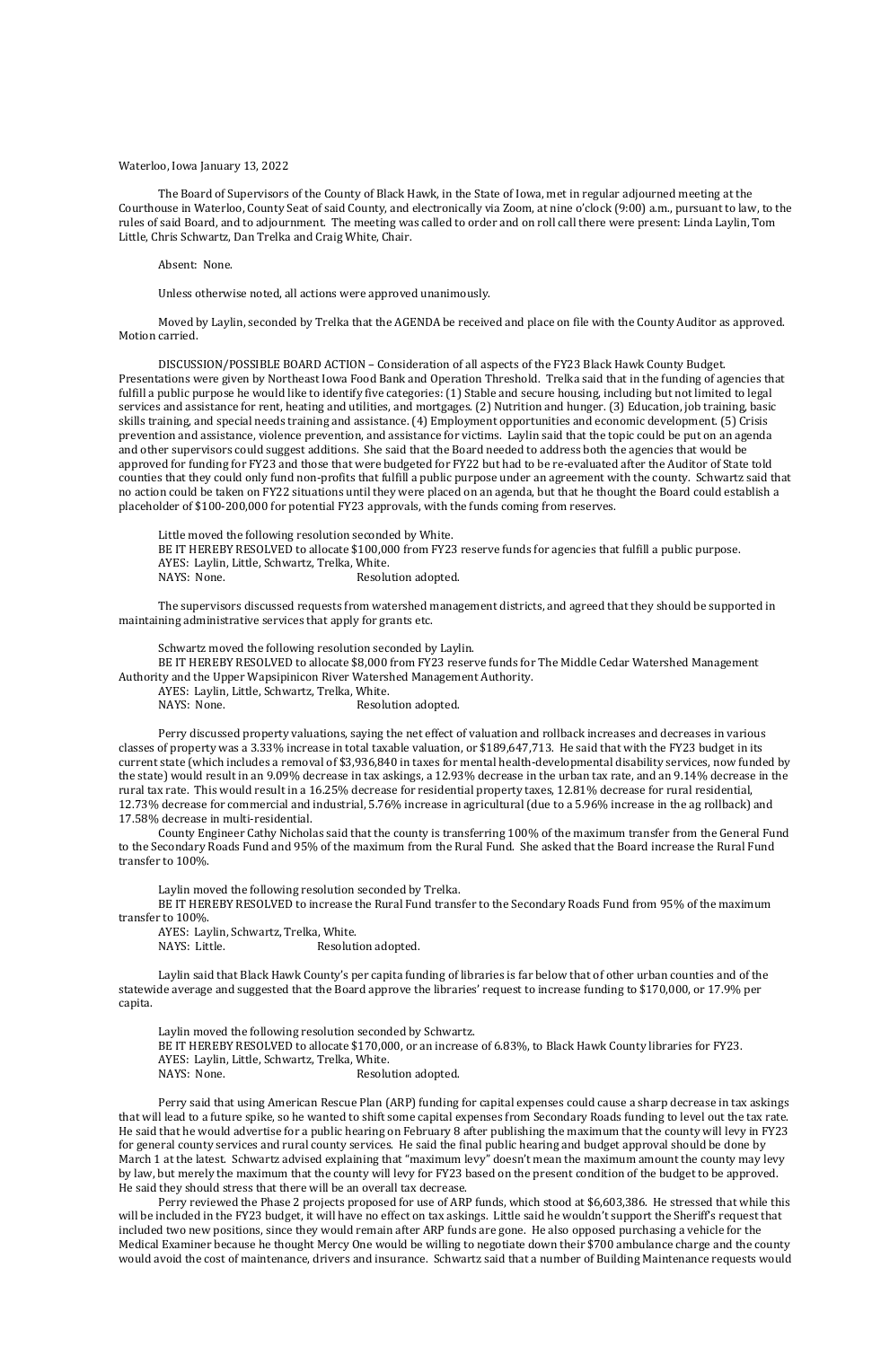Waterloo, Iowa January 13, 2022

The Board of Supervisors of the County of Black Hawk, in the State of Iowa, met in regular adjourned meeting at the Courthouse in Waterloo, County Seat of said County, and electronically via Zoom, at nine o'clock (9:00) a.m., pursuant to law, to the rules of said Board, and to adjournment. The meeting was called to order and on roll call there were present: Linda Laylin, Tom Little, Chris Schwartz, Dan Trelka and Craig White, Chair.

Absent: None.

Unless otherwise noted, all actions were approved unanimously.

Moved by Laylin, seconded by Trelka that the AGENDA be received and place on file with the County Auditor as approved. Motion carried.

DISCUSSION/POSSIBLE BOARD ACTION – Consideration of all aspects of the FY23 Black Hawk County Budget. Presentations were given by Northeast Iowa Food Bank and Operation Threshold. Trelka said that in the funding of agencies that fulfill a public purpose he would like to identify five categories: (1) Stable and secure housing, including but not limited to legal services and assistance for rent, heating and utilities, and mortgages. (2) Nutrition and hunger. (3) Education, job training, basic skills training, and special needs training and assistance. (4) Employment opportunities and economic development. (5) Crisis prevention and assistance, violence prevention, and assistance for victims. Laylin said that the topic could be put on an agenda and other supervisors could suggest additions. She said that the Board needed to address both the agencies that would be approved for funding for FY23 and those that were budgeted for FY22 but had to be re-evaluated after the Auditor of State told counties that they could only fund non-profits that fulfill a public purpose under an agreement with the county. Schwartz said that no action could be taken on FY22 situations until they were placed on an agenda, but that he thought the Board could establish a placeholder of $100-200,000 for potential FY23 approvals, with the funds coming from reserves.

Little moved the following resolution seconded by White.
BE IT HEREBY RESOLVED to allocate $100,000 from FY23 reserve funds for agencies that fulfill a public purpose.
AYES: Laylin, Little, Schwartz, Trelka, White.
NAYS: None. Resolution adopted.

The supervisors discussed requests from watershed management districts, and agreed that they should be supported in maintaining administrative services that apply for grants etc.

Schwartz moved the following resolution seconded by Laylin.
BE IT HEREBY RESOLVED to allocate $8,000 from FY23 reserve funds for The Middle Cedar Watershed Management Authority and the Upper Wapsipinicon River Watershed Management Authority.
AYES: Laylin, Little, Schwartz, Trelka, White.
NAYS: None. Resolution adopted.

Perry discussed property valuations, saying the net effect of valuation and rollback increases and decreases in various classes of property was a 3.33% increase in total taxable valuation, or $189,647,713. He said that with the FY23 budget in its current state (which includes a removal of $3,936,840 in taxes for mental health-developmental disability services, now funded by the state) would result in an 9.09% decrease in tax askings, a 12.93% decrease in the urban tax rate, and an 9.14% decrease in the rural tax rate. This would result in a 16.25% decrease for residential property taxes, 12.81% decrease for rural residential, 12.73% decrease for commercial and industrial, 5.76% increase in agricultural (due to a 5.96% increase in the ag rollback) and 17.58% decrease in multi-residential.

County Engineer Cathy Nicholas said that the county is transferring 100% of the maximum transfer from the General Fund to the Secondary Roads Fund and 95% of the maximum from the Rural Fund. She asked that the Board increase the Rural Fund transfer to 100%.

Laylin moved the following resolution seconded by Trelka.
BE IT HEREBY RESOLVED to increase the Rural Fund transfer to the Secondary Roads Fund from 95% of the maximum transfer to 100%.
AYES: Laylin, Schwartz, Trelka, White.
NAYS: Little. Resolution adopted.

Laylin said that Black Hawk County's per capita funding of libraries is far below that of other urban counties and of the statewide average and suggested that the Board approve the libraries' request to increase funding to $170,000, or 17.9% per capita.

Laylin moved the following resolution seconded by Schwartz.
BE IT HEREBY RESOLVED to allocate $170,000, or an increase of 6.83%, to Black Hawk County libraries for FY23.
AYES: Laylin, Little, Schwartz, Trelka, White.
NAYS: None. Resolution adopted.

Perry said that using American Rescue Plan (ARP) funding for capital expenses could cause a sharp decrease in tax askings that will lead to a future spike, so he wanted to shift some capital expenses from Secondary Roads funding to level out the tax rate. He said that he would advertise for a public hearing on February 8 after publishing the maximum that the county will levy in FY23 for general county services and rural county services. He said the final public hearing and budget approval should be done by March 1 at the latest. Schwartz advised explaining that "maximum levy" doesn't mean the maximum amount the county may levy by law, but merely the maximum that the county will levy for FY23 based on the present condition of the budget to be approved. He said they should stress that there will be an overall tax decrease.

Perry reviewed the Phase 2 projects proposed for use of ARP funds, which stood at $6,603,386. He stressed that while this will be included in the FY23 budget, it will have no effect on tax askings. Little said he wouldn't support the Sheriff's request that included two new positions, since they would remain after ARP funds are gone. He also opposed purchasing a vehicle for the Medical Examiner because he thought Mercy One would be willing to negotiate down their $700 ambulance charge and the county would avoid the cost of maintenance, drivers and insurance. Schwartz said that a number of Building Maintenance requests would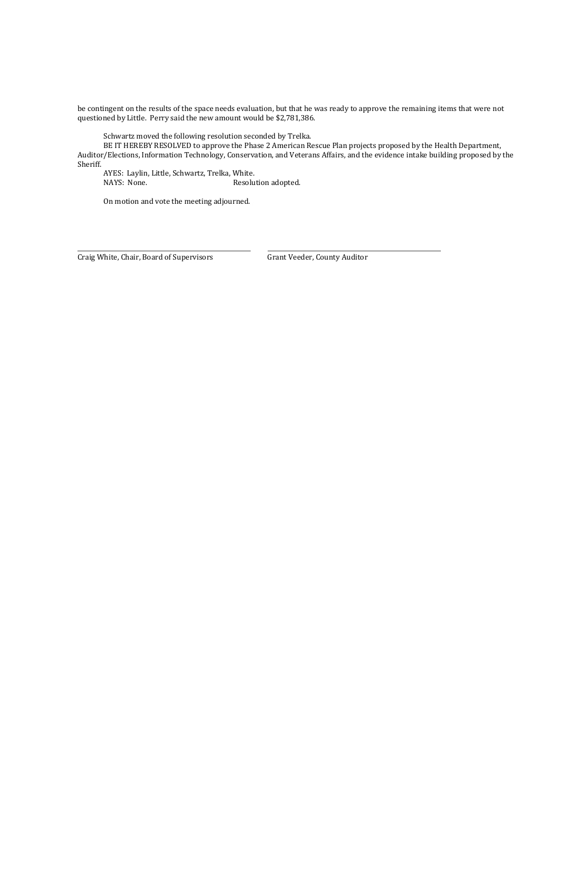be contingent on the results of the space needs evaluation, but that he was ready to approve the remaining items that were not questioned by Little. Perry said the new amount would be $2,781,386.

Schwartz moved the following resolution seconded by Trelka.

BE IT HEREBY RESOLVED to approve the Phase 2 American Rescue Plan projects proposed by the Health Department, Auditor/Elections, Information Technology, Conservation, and Veterans Affairs, and the evidence intake building proposed by the Sheriff.

AYES: Laylin, Little, Schwartz, Trelka, White.

NAYS: None. Resolution adopted.

On motion and vote the meeting adjourned.

Craig White, Chair, Board of Supervisors

Grant Veeder, County Auditor